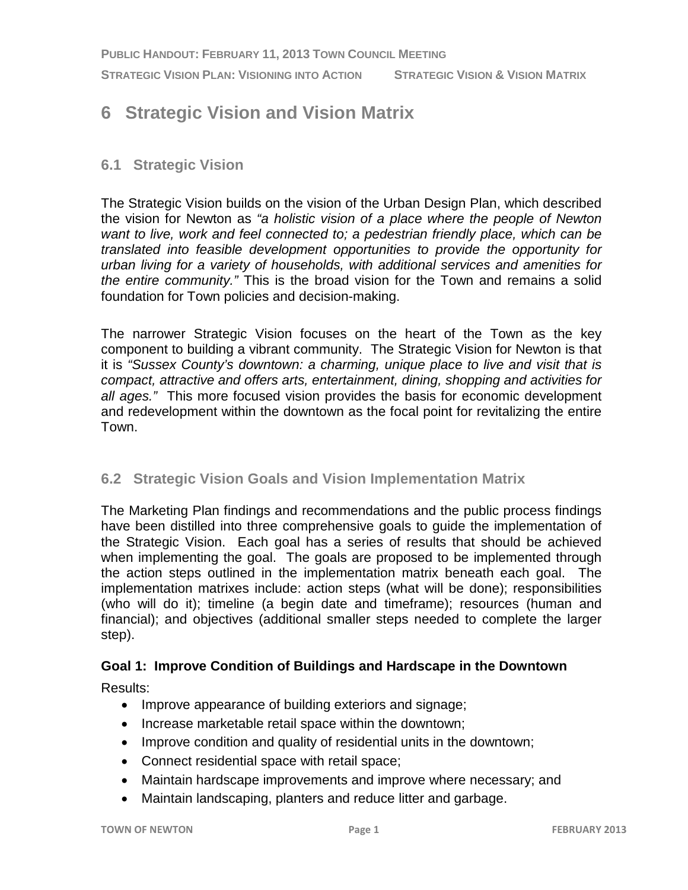# 6 Strategic Vision and Vision Matrix

## 6.1 Strategic Vision

The Strategic Vision builds on the vision of the Urban Design Plan, which described the vision for Newton as *"a holistic vision of a place where the people of Newton want to live, work and feel connected to; a pedestrian friendly place, which can be translated into feasible development opportunities to provide the opportunity for urban living for a variety of households, with additional services and amenities for the entire community."* This is the broad vision for the Town and remains a solid foundation for Town policies and decision-making.

The narrower Strategic Vision focuses on the heart of the Town as the key component to building a vibrant community. The Strategic Vision for Newton is that it is *"Sussex County's downtown: a charming, unique place to live and visit that is compact, attractive and offers arts, entertainment, dining, shopping and activities for all ages."* This more focused vision provides the basis for economic development and redevelopment within the downtown as the focal point for revitalizing the entire Town.

## 6.2 Strategic Vision Goals and Vision Implementation Matrix

The Marketing Plan findings and recommendations and the public process findings have been distilled into three comprehensive goals to guide the implementation of the Strategic Vision. Each goal has a series of results that should be achieved when implementing the goal. The goals are proposed to be implemented through the action steps outlined in the implementation matrix beneath each goal. The implementation matrixes include: action steps (what will be done); responsibilities (who will do it); timeline (a begin date and timeframe); resources (human and financial); and objectives (additional smaller steps needed to complete the larger step).

**Goal 1: Improve Condition of Buildings and Hardscape in the Downtown**

Results:

- Improve appearance of building exteriors and signage;
- Increase marketable retail space within the downtown;
- Improve condition and quality of residential units in the downtown;
- Connect residential space with retail space;
- Maintain hardscape improvements and improve where necessary; and
- Maintain landscaping, planters and reduce litter and garbage.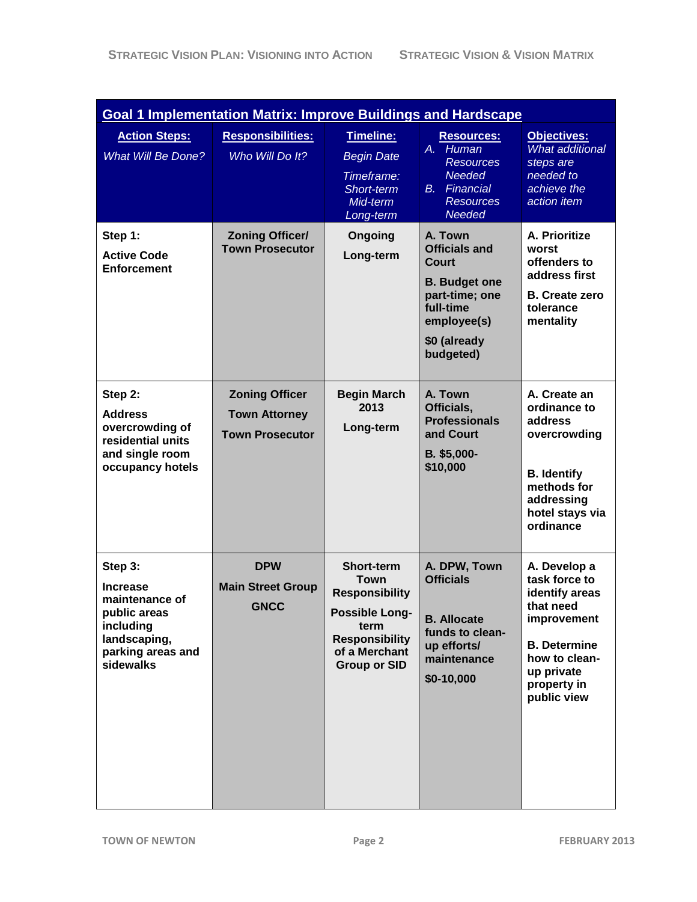## Goal 1 Implementation Matrix: Improve Buildings and Hardscape

| **Action Steps:** *What Will Be Done?* | **Responsibilities:** *Who Will Do It?* | **Timeline:** *Begin Date* *Timeframe: Short-term Mid-term Long-term* | **Resources:** *A. Human Resources Needed B. Financial Resources Needed* | **Objectives:** *What additional steps are needed to achieve the action item* |
|---|---|---|---|---|
| **Step 1: Active Code Enforcement** | **Zoning Officer/ Town Prosecutor** | **Ongoing Long-term** | **A. Town Officials and Court B. Budget one part-time; one full-time employee(s) $0 (already budgeted)** | **A. Prioritize worst offenders to address first B. Create zero tolerance mentality** |
| **Step 2: Address overcrowding of residential units and single room occupancy hotels** | **Zoning Officer Town Attorney Town Prosecutor** | **Begin March 2013 Long-term** | **A. Town Officials, Professionals and Court B. $5,000-$10,000** | **A. Create an ordinance to address overcrowding B. Identify methods for addressing hotel stays via ordinance** |
| **Step 3: Increase maintenance of public areas including landscaping, parking areas and sidewalks** | **DPW Main Street Group GNCC** | **Short-term Town Responsibility Possible Long-term Responsibility of a Merchant Group or SID** | **A. DPW, Town Officials B. Allocate funds to clean-up efforts/ maintenance $0-10,000** | **A. Develop a task force to identify areas that need improvement B. Determine how to clean-up private property in public view** |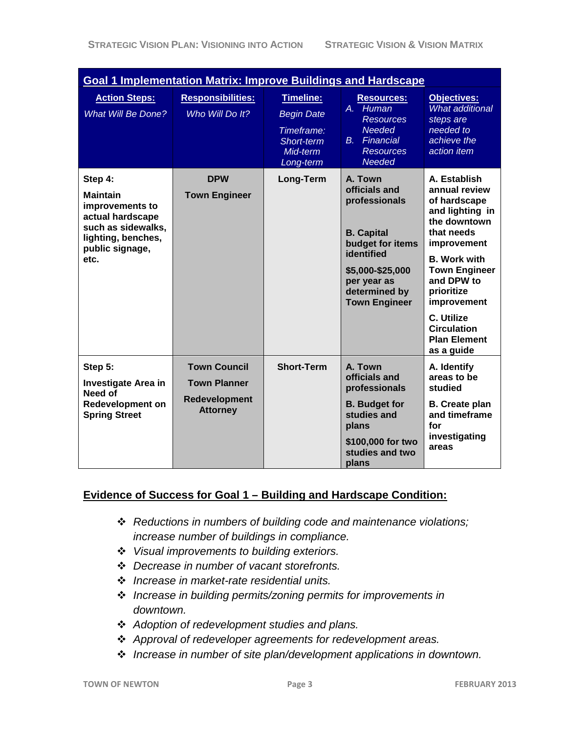## Goal 1 Implementation Matrix: Improve Buildings and Hardscape

| **Action Steps:** *What Will Be Done?* | **Responsibilities:** *Who Will Do It?* | **Timeline:** *Begin Date* *Timeframe: Short-term Mid-term Long-term* | **Resources:** *A. Human Resources Needed* *B. Financial Resources Needed* | **Objectives:** *What additional steps are needed to achieve the action item* |
|---|---|---|---|---|
| **Step 4:** **Maintain improvements to actual hardscape such as sidewalks, lighting, benches, public signage, etc.** | **DPW** **Town Engineer** | **Long-Term** | **A. Town officials and professionals** **B. Capital budget for items identified** **$5,000-$25,000 per year as determined by Town Engineer** | **A. Establish annual review of hardscape and lighting in the downtown that needs improvement** **B. Work with Town Engineer and DPW to prioritize improvement** **C. Utilize Circulation Plan Element as a guide** |
| **Step 5:** **Investigate Area in Need of Redevelopment on Spring Street** | **Town Council** **Town Planner** **Redevelopment Attorney** | **Short-Term** | **A. Town officials and professionals** **B. Budget for studies and plans** **$100,000 for two studies and two plans** | **A. Identify areas to be studied** **B. Create plan and timeframe for investigating areas** |

## Evidence of Success for Goal 1 – Building and Hardscape Condition:

- *Reductions in numbers of building code and maintenance violations; increase number of buildings in compliance.*
- *Visual improvements to building exteriors.*
- *Decrease in number of vacant storefronts.*
- *Increase in market-rate residential units.*
- *Increase in building permits/zoning permits for improvements in downtown.*
- *Adoption of redevelopment studies and plans.*
- *Approval of redeveloper agreements for redevelopment areas.*
- *Increase in number of site plan/development applications in downtown.*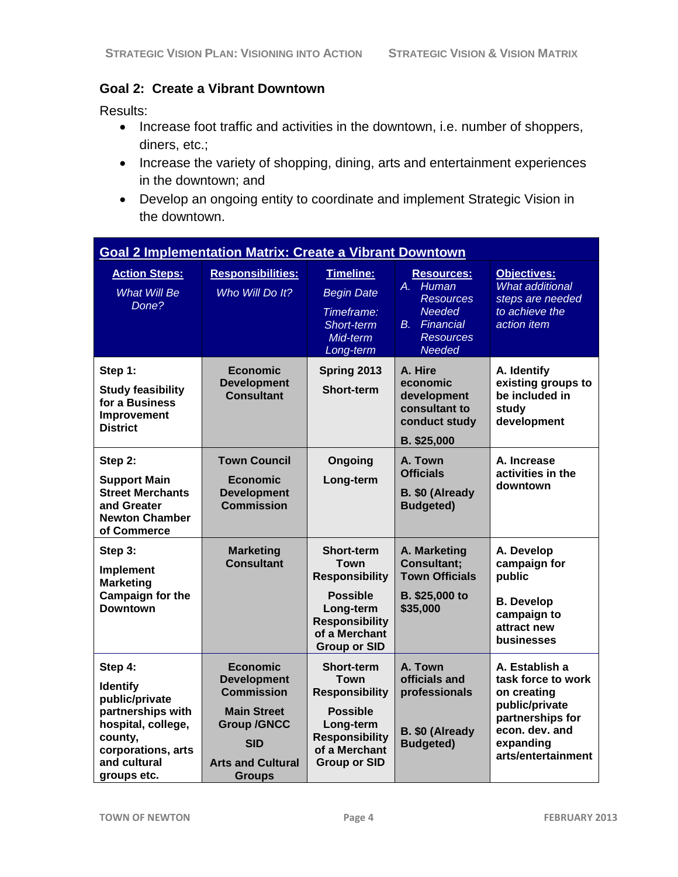## Goal 2: Create a Vibrant Downtown

Results:

- Increase foot traffic and activities in the downtown, i.e. number of shoppers, diners, etc.;
- Increase the variety of shopping, dining, arts and entertainment experiences in the downtown; and
- Develop an ongoing entity to coordinate and implement Strategic Vision in the downtown.

| **Goal 2 Implementation Matrix: Create a Vibrant Downtown** | | | | |
|---|---|---|---|---|
| **Action Steps:** *What Will Be Done?* | **Responsibilities:** *Who Will Do It?* | **Timeline:** *Begin Date* *Timeframe: Short-term Mid-term Long-term* | **Resources:** *A. Human Resources Needed* *B. Financial Resources Needed* | **Objectives:** *What additional steps are needed to achieve the action item* |
| **Step 1: Study feasibility for a Business Improvement District** | **Economic Development Consultant** | **Spring 2013** **Short-term** | **A. Hire economic development consultant to conduct study** **B. $25,000** | **A. Identify existing groups to be included in study development** |
| **Step 2: Support Main Street Merchants and Greater Newton Chamber of Commerce** | **Town Council** **Economic Development Commission** | **Ongoing** **Long-term** | **A. Town Officials** **B. $0 (Already Budgeted)** | **A. Increase activities in the downtown** |
| **Step 3: Implement Marketing Campaign for the Downtown** | **Marketing Consultant** | **Short-term Town Responsibility** **Possible Long-term Responsibility of a Merchant Group or SID** | **A. Marketing Consultant; Town Officials** **B. $25,000 to $35,000** | **A. Develop campaign for public** **B. Develop campaign to attract new businesses** |
| **Step 4: Identify public/private partnerships with hospital, college, county, corporations, arts and cultural groups etc.** | **Economic Development Commission** **Main Street Group /GNCC** **SID** **Arts and Cultural Groups** | **Short-term Town Responsibility** **Possible Long-term Responsibility of a Merchant Group or SID** | **A. Town officials and professionals** **B. $0 (Already Budgeted)** | **A. Establish a task force to work on creating public/private partnerships for econ. dev. and expanding arts/entertainment** |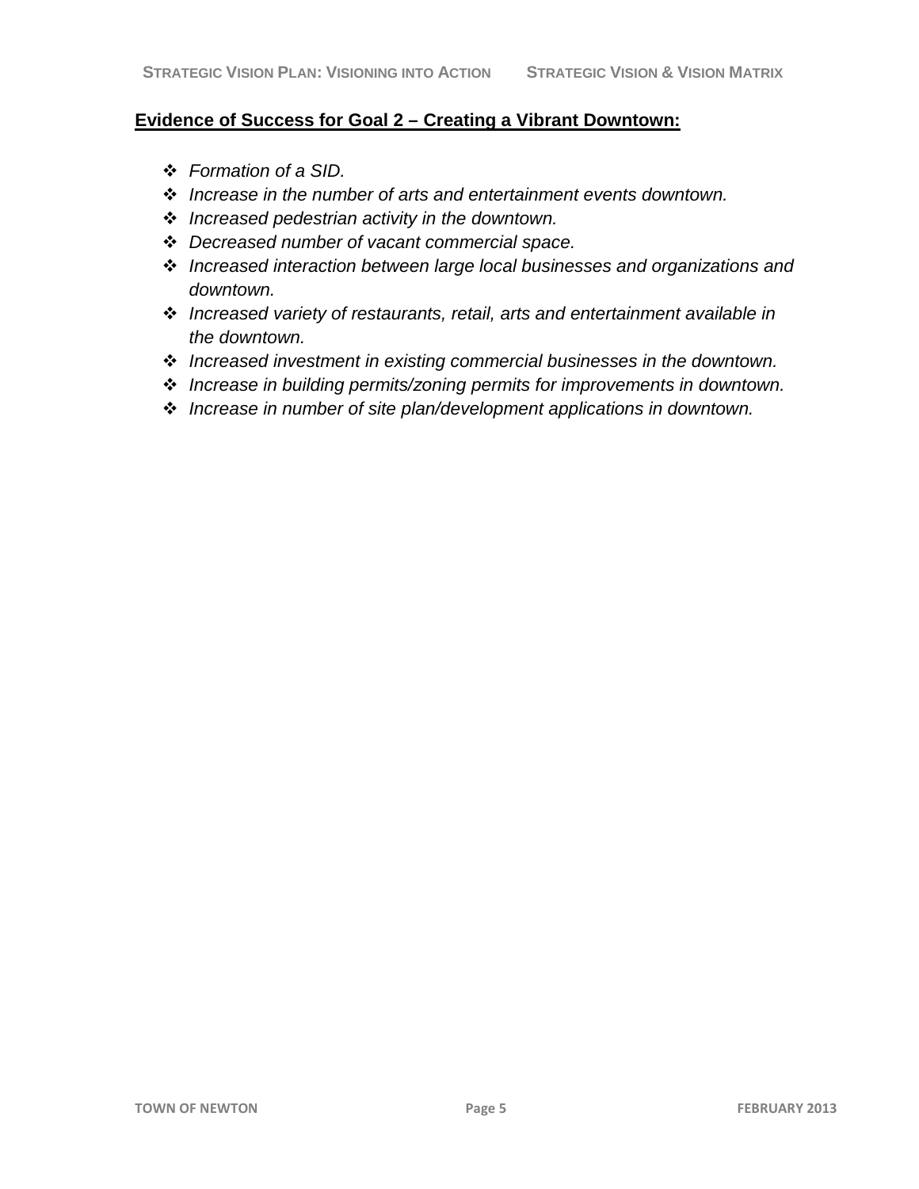**Evidence of Success for Goal 2 – Creating a Vibrant Downtown:**

- *Formation of a SID.*
- *Increase in the number of arts and entertainment events downtown.*
- *Increased pedestrian activity in the downtown.*
- *Decreased number of vacant commercial space.*
- *Increased interaction between large local businesses and organizations and downtown.*
- *Increased variety of restaurants, retail, arts and entertainment available in the downtown.*
- *Increased investment in existing commercial businesses in the downtown.*
- *Increase in building permits/zoning permits for improvements in downtown.*
- *Increase in number of site plan/development applications in downtown.*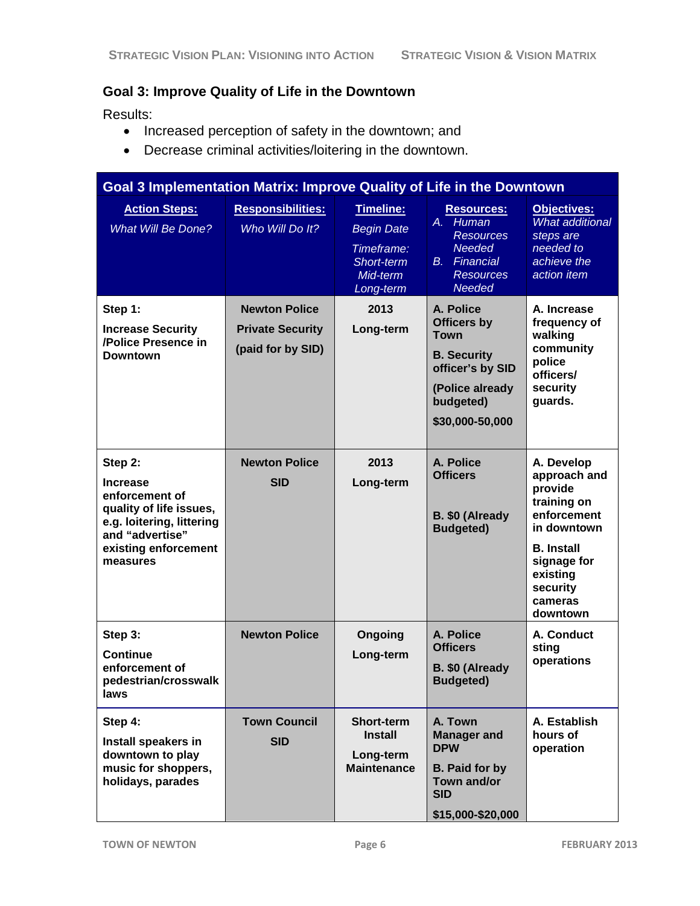## Goal 3: Improve Quality of Life in the Downtown

Results:

- Increased perception of safety in the downtown; and
- Decrease criminal activities/loitering in the downtown.

| Goal 3 Implementation Matrix: Improve Quality of Life in the Downtown | | | | |
|---|---|---|---|---|
| **Action Steps:** *What Will Be Done?* | **Responsibilities:** *Who Will Do It?* | **Timeline:** *Begin Date* *Timeframe: Short-term Mid-term Long-term* | **Resources:** *A. Human Resources Needed* *B. Financial Resources Needed* | **Objectives:** *What additional steps are needed to achieve the action item* |
| **Step 1:** **Increase Security /Police Presence in Downtown** | **Newton Police** **Private Security** **(paid for by SID)** | **2013** **Long-term** | **A. Police Officers by Town** **B. Security officer's by SID** **(Police already budgeted)** **$30,000-50,000** | **A. Increase frequency of walking community police officers/ security guards.** |
| **Step 2:** **Increase enforcement of quality of life issues, e.g. loitering, littering and "advertise" existing enforcement measures** | **Newton Police** **SID** | **2013** **Long-term** | **A. Police Officers** **B. $0 (Already Budgeted)** | **A. Develop approach and provide training on enforcement in downtown** **B. Install signage for existing security cameras downtown** |
| **Step 3:** **Continue enforcement of pedestrian/crosswalk laws** | **Newton Police** | **Ongoing** **Long-term** | **A. Police Officers** **B. $0 (Already Budgeted)** | **A. Conduct sting operations** |
| **Step 4:** **Install speakers in downtown to play music for shoppers, holidays, parades** | **Town Council** **SID** | **Short-term Install** **Long-term Maintenance** | **A. Town Manager and DPW** **B. Paid for by Town and/or SID** **$15,000-$20,000** | **A. Establish hours of operation** |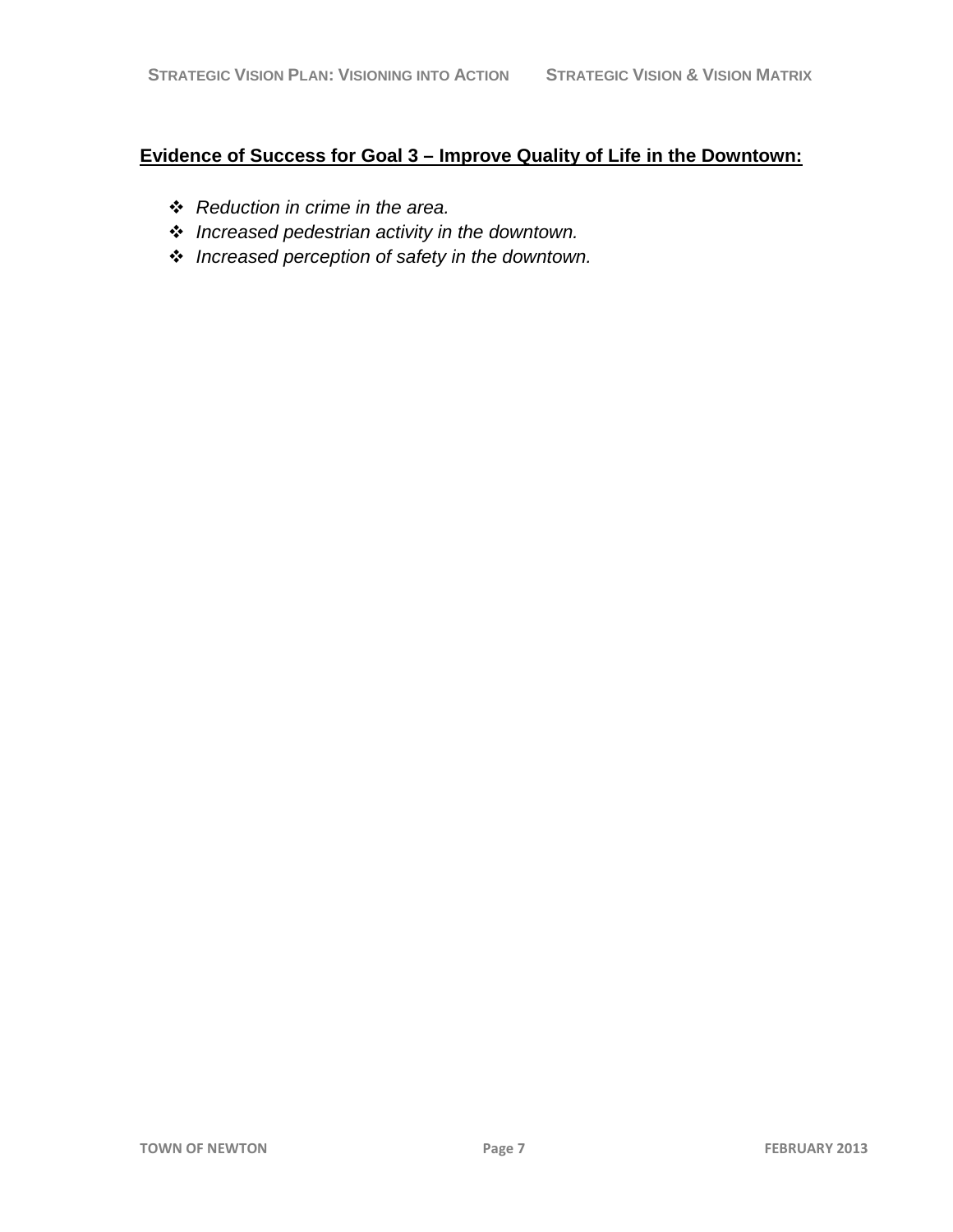## Evidence of Success for Goal 3 – Improve Quality of Life in the Downtown:

- *Reduction in crime in the area.*
- *Increased pedestrian activity in the downtown.*
- *Increased perception of safety in the downtown.*